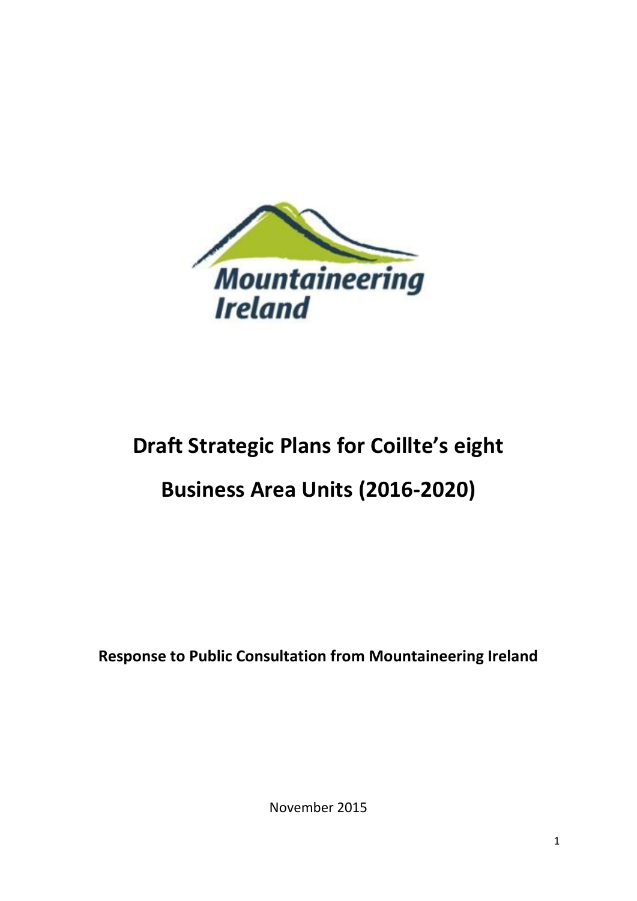# Draft Strategic Plans for Coillte's eight Business Area Units (2016-2020)

**Response to Public Consultation from Mountaineering Ireland**

November 2015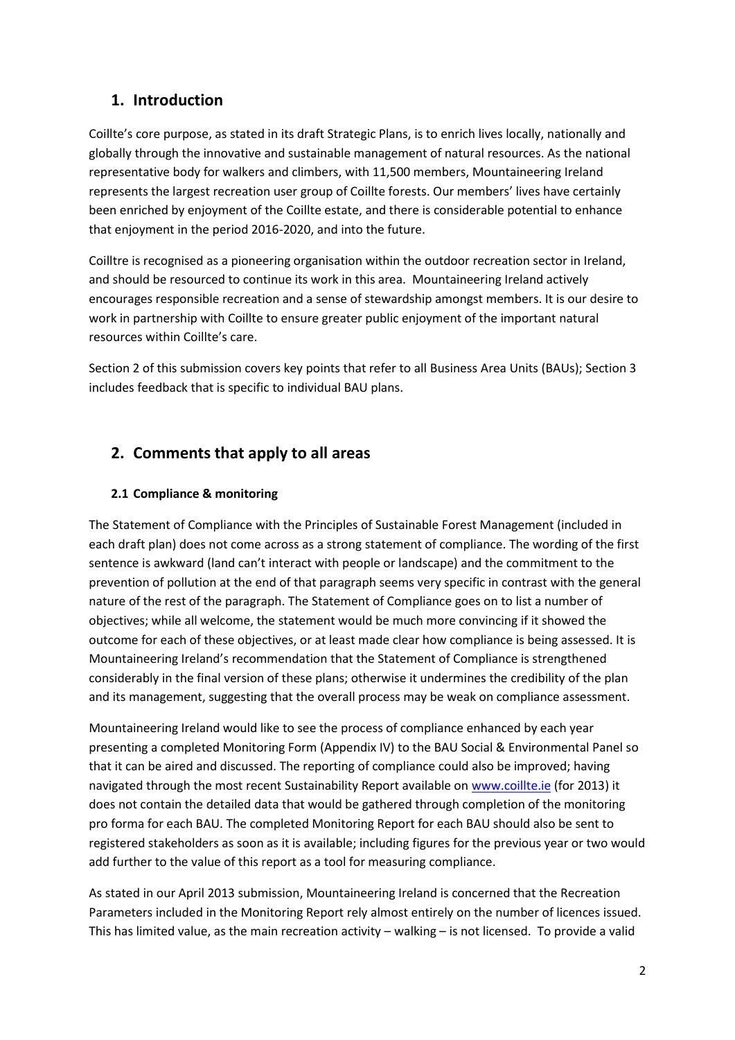## 1. Introduction

Coillte's core purpose, as stated in its draft Strategic Plans, is to enrich lives locally, nationally and globally through the innovative and sustainable management of natural resources. As the national representative body for walkers and climbers, with 11,500 members, Mountaineering Ireland represents the largest recreation user group of Coillte forests. Our members' lives have certainly been enriched by enjoyment of the Coillte estate, and there is considerable potential to enhance that enjoyment in the period 2016-2020, and into the future.

Coilltre is recognised as a pioneering organisation within the outdoor recreation sector in Ireland, and should be resourced to continue its work in this area. Mountaineering Ireland actively encourages responsible recreation and a sense of stewardship amongst members. It is our desire to work in partnership with Coillte to ensure greater public enjoyment of the important natural resources within Coillte's care.

Section 2 of this submission covers key points that refer to all Business Area Units (BAUs); Section 3 includes feedback that is specific to individual BAU plans.

## 2. Comments that apply to all areas

### 2.1 Compliance & monitoring

The Statement of Compliance with the Principles of Sustainable Forest Management (included in each draft plan) does not come across as a strong statement of compliance. The wording of the first sentence is awkward (land can't interact with people or landscape) and the commitment to the prevention of pollution at the end of that paragraph seems very specific in contrast with the general nature of the rest of the paragraph. The Statement of Compliance goes on to list a number of objectives; while all welcome, the statement would be much more convincing if it showed the outcome for each of these objectives, or at least made clear how compliance is being assessed. It is Mountaineering Ireland's recommendation that the Statement of Compliance is strengthened considerably in the final version of these plans; otherwise it undermines the credibility of the plan and its management, suggesting that the overall process may be weak on compliance assessment.

Mountaineering Ireland would like to see the process of compliance enhanced by each year presenting a completed Monitoring Form (Appendix IV) to the BAU Social & Environmental Panel so that it can be aired and discussed. The reporting of compliance could also be improved; having navigated through the most recent Sustainability Report available on [www.coillte.ie](www.coillte.ie) (for 2013) it does not contain the detailed data that would be gathered through completion of the monitoring pro forma for each BAU. The completed Monitoring Report for each BAU should also be sent to registered stakeholders as soon as it is available; including figures for the previous year or two would add further to the value of this report as a tool for measuring compliance.

As stated in our April 2013 submission, Mountaineering Ireland is concerned that the Recreation Parameters included in the Monitoring Report rely almost entirely on the number of licences issued. This has limited value, as the main recreation activity – walking – is not licensed. To provide a valid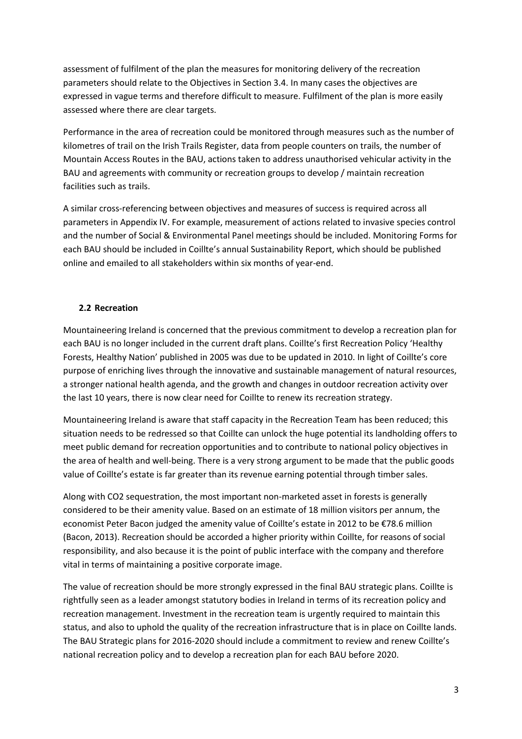assessment of fulfilment of the plan the measures for monitoring delivery of the recreation parameters should relate to the Objectives in Section 3.4. In many cases the objectives are expressed in vague terms and therefore difficult to measure. Fulfilment of the plan is more easily assessed where there are clear targets.

Performance in the area of recreation could be monitored through measures such as the number of kilometres of trail on the Irish Trails Register, data from people counters on trails, the number of Mountain Access Routes in the BAU, actions taken to address unauthorised vehicular activity in the BAU and agreements with community or recreation groups to develop / maintain recreation facilities such as trails.

A similar cross-referencing between objectives and measures of success is required across all parameters in Appendix IV. For example, measurement of actions related to invasive species control and the number of Social & Environmental Panel meetings should be included. Monitoring Forms for each BAU should be included in Coillte's annual Sustainability Report, which should be published online and emailed to all stakeholders within six months of year-end.

## 2.2 Recreation

Mountaineering Ireland is concerned that the previous commitment to develop a recreation plan for each BAU is no longer included in the current draft plans. Coillte's first Recreation Policy 'Healthy Forests, Healthy Nation' published in 2005 was due to be updated in 2010. In light of Coillte's core purpose of enriching lives through the innovative and sustainable management of natural resources, a stronger national health agenda, and the growth and changes in outdoor recreation activity over the last 10 years, there is now clear need for Coillte to renew its recreation strategy.

Mountaineering Ireland is aware that staff capacity in the Recreation Team has been reduced; this situation needs to be redressed so that Coillte can unlock the huge potential its landholding offers to meet public demand for recreation opportunities and to contribute to national policy objectives in the area of health and well-being. There is a very strong argument to be made that the public goods value of Coillte's estate is far greater than its revenue earning potential through timber sales.

Along with $CO_2$ sequestration, the most important non-marketed asset in forests is generally considered to be their amenity value. Based on an estimate of 18 million visitors per annum, the economist Peter Bacon judged the amenity value of Coillte's estate in 2012 to be €78.6 million (Bacon, 2013). Recreation should be accorded a higher priority within Coillte, for reasons of social responsibility, and also because it is the point of public interface with the company and therefore vital in terms of maintaining a positive corporate image.

The value of recreation should be more strongly expressed in the final BAU strategic plans. Coillte is rightfully seen as a leader amongst statutory bodies in Ireland in terms of its recreation policy and recreation management. Investment in the recreation team is urgently required to maintain this status, and also to uphold the quality of the recreation infrastructure that is in place on Coillte lands. The BAU Strategic plans for 2016-2020 should include a commitment to review and renew Coillte's national recreation policy and to develop a recreation plan for each BAU before 2020.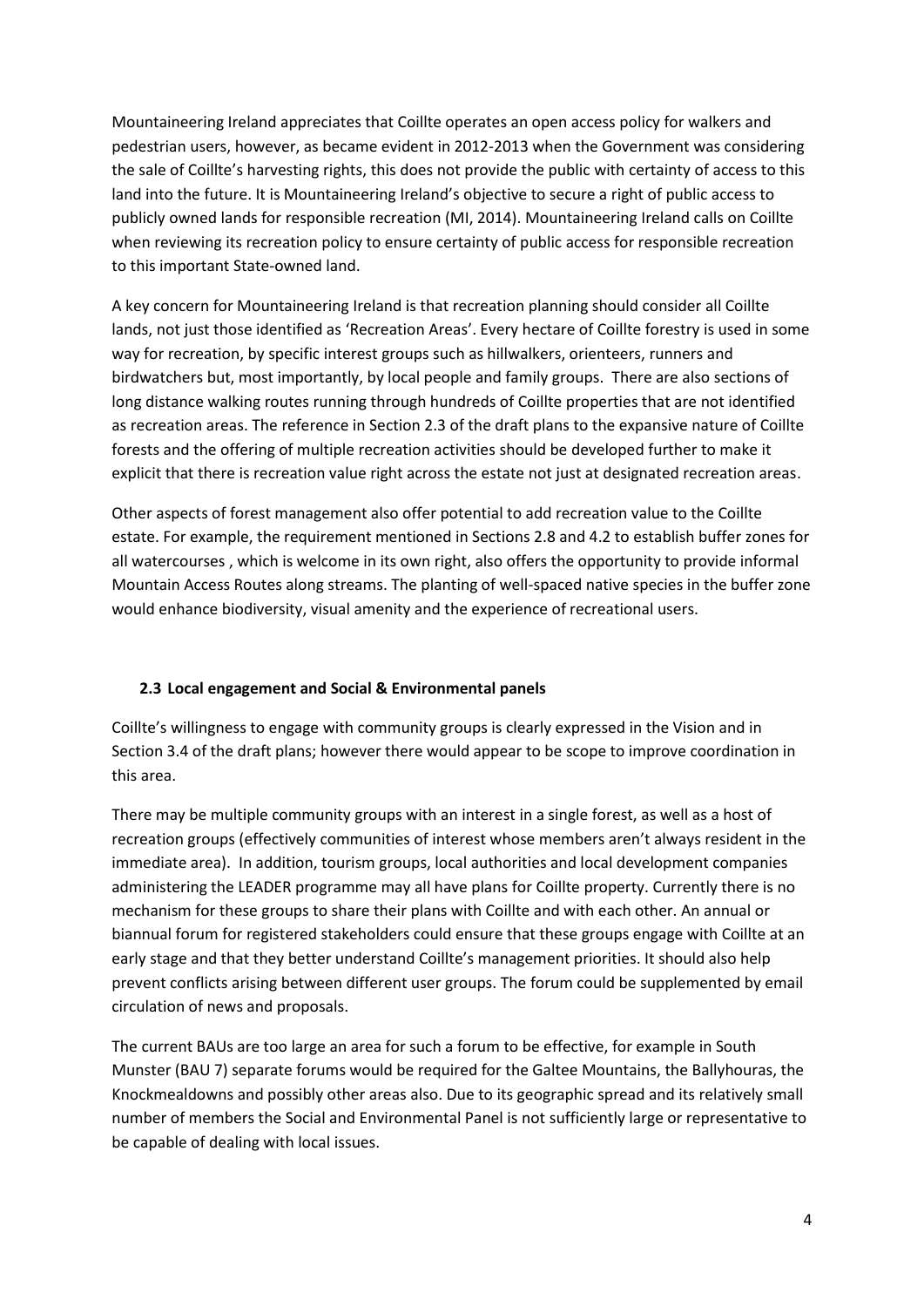Mountaineering Ireland appreciates that Coillte operates an open access policy for walkers and pedestrian users, however, as became evident in 2012-2013 when the Government was considering the sale of Coillte's harvesting rights, this does not provide the public with certainty of access to this land into the future. It is Mountaineering Ireland's objective to secure a right of public access to publicly owned lands for responsible recreation (MI, 2014). Mountaineering Ireland calls on Coillte when reviewing its recreation policy to ensure certainty of public access for responsible recreation to this important State-owned land.

A key concern for Mountaineering Ireland is that recreation planning should consider all Coillte lands, not just those identified as 'Recreation Areas'. Every hectare of Coillte forestry is used in some way for recreation, by specific interest groups such as hillwalkers, orienteers, runners and birdwatchers but, most importantly, by local people and family groups. There are also sections of long distance walking routes running through hundreds of Coillte properties that are not identified as recreation areas. The reference in Section 2.3 of the draft plans to the expansive nature of Coillte forests and the offering of multiple recreation activities should be developed further to make it explicit that there is recreation value right across the estate not just at designated recreation areas.

Other aspects of forest management also offer potential to add recreation value to the Coillte estate. For example, the requirement mentioned in Sections 2.8 and 4.2 to establish buffer zones for all watercourses , which is welcome in its own right, also offers the opportunity to provide informal Mountain Access Routes along streams. The planting of well-spaced native species in the buffer zone would enhance biodiversity, visual amenity and the experience of recreational users.

### 2.3 Local engagement and Social & Environmental panels

Coillte's willingness to engage with community groups is clearly expressed in the Vision and in Section 3.4 of the draft plans; however there would appear to be scope to improve coordination in this area.

There may be multiple community groups with an interest in a single forest, as well as a host of recreation groups (effectively communities of interest whose members aren't always resident in the immediate area). In addition, tourism groups, local authorities and local development companies administering the LEADER programme may all have plans for Coillte property. Currently there is no mechanism for these groups to share their plans with Coillte and with each other. An annual or biannual forum for registered stakeholders could ensure that these groups engage with Coillte at an early stage and that they better understand Coillte's management priorities. It should also help prevent conflicts arising between different user groups. The forum could be supplemented by email circulation of news and proposals.

The current BAUs are too large an area for such a forum to be effective, for example in South Munster (BAU 7) separate forums would be required for the Galtee Mountains, the Ballyhouras, the Knockmealdowns and possibly other areas also. Due to its geographic spread and its relatively small number of members the Social and Environmental Panel is not sufficiently large or representative to be capable of dealing with local issues.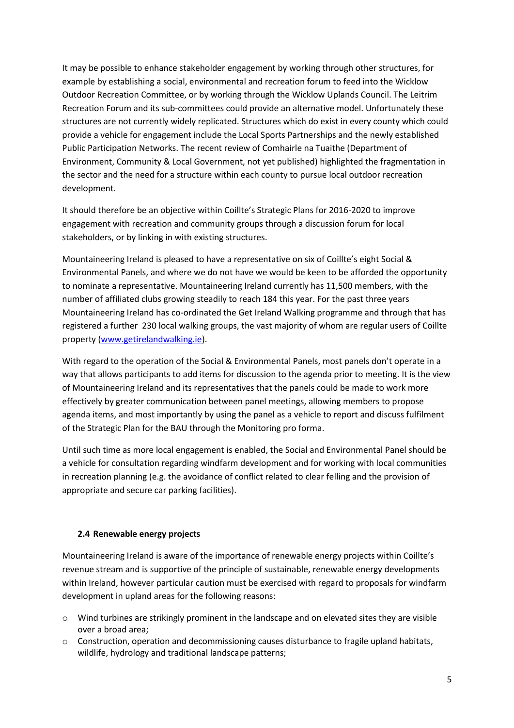It may be possible to enhance stakeholder engagement by working through other structures, for example by establishing a social, environmental and recreation forum to feed into the Wicklow Outdoor Recreation Committee, or by working through the Wicklow Uplands Council. The Leitrim Recreation Forum and its sub-committees could provide an alternative model. Unfortunately these structures are not currently widely replicated. Structures which do exist in every county which could provide a vehicle for engagement include the Local Sports Partnerships and the newly established Public Participation Networks. The recent review of Comhairle na Tuaithe (Department of Environment, Community & Local Government, not yet published) highlighted the fragmentation in the sector and the need for a structure within each county to pursue local outdoor recreation development.

It should therefore be an objective within Coillte's Strategic Plans for 2016-2020 to improve engagement with recreation and community groups through a discussion forum for local stakeholders, or by linking in with existing structures.

Mountaineering Ireland is pleased to have a representative on six of Coillte's eight Social & Environmental Panels, and where we do not have we would be keen to be afforded the opportunity to nominate a representative. Mountaineering Ireland currently has 11,500 members, with the number of affiliated clubs growing steadily to reach 184 this year. For the past three years Mountaineering Ireland has co-ordinated the Get Ireland Walking programme and through that has registered a further 230 local walking groups, the vast majority of whom are regular users of Coillte property ([www.getirelandwalking.ie](www.getirelandwalking.ie)).

With regard to the operation of the Social & Environmental Panels, most panels don't operate in a way that allows participants to add items for discussion to the agenda prior to meeting. It is the view of Mountaineering Ireland and its representatives that the panels could be made to work more effectively by greater communication between panel meetings, allowing members to propose agenda items, and most importantly by using the panel as a vehicle to report and discuss fulfilment of the Strategic Plan for the BAU through the Monitoring pro forma.

Until such time as more local engagement is enabled, the Social and Environmental Panel should be a vehicle for consultation regarding windfarm development and for working with local communities in recreation planning (e.g. the avoidance of conflict related to clear felling and the provision of appropriate and secure car parking facilities).

### 2.4 Renewable energy projects

Mountaineering Ireland is aware of the importance of renewable energy projects within Coillte's revenue stream and is supportive of the principle of sustainable, renewable energy developments within Ireland, however particular caution must be exercised with regard to proposals for windfarm development in upland areas for the following reasons:

- Wind turbines are strikingly prominent in the landscape and on elevated sites they are visible over a broad area;
- Construction, operation and decommissioning causes disturbance to fragile upland habitats, wildlife, hydrology and traditional landscape patterns;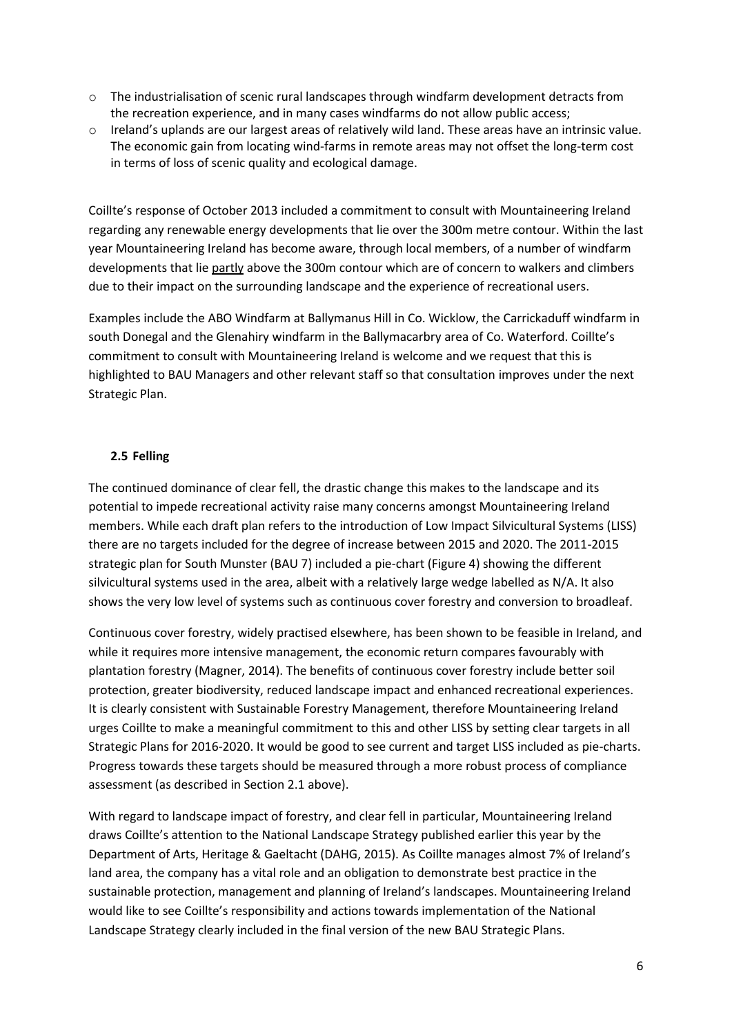- The industrialisation of scenic rural landscapes through windfarm development detracts from the recreation experience, and in many cases windfarms do not allow public access;
- Ireland's uplands are our largest areas of relatively wild land. These areas have an intrinsic value. The economic gain from locating wind-farms in remote areas may not offset the long-term cost in terms of loss of scenic quality and ecological damage.

Coillte's response of October 2013 included a commitment to consult with Mountaineering Ireland regarding any renewable energy developments that lie over the 300m metre contour. Within the last year Mountaineering Ireland has become aware, through local members, of a number of windfarm developments that lie partly above the 300m contour which are of concern to walkers and climbers due to their impact on the surrounding landscape and the experience of recreational users.

Examples include the ABO Windfarm at Ballymanus Hill in Co. Wicklow, the Carrickaduff windfarm in south Donegal and the Glenahiry windfarm in the Ballymacarbry area of Co. Waterford. Coillte's commitment to consult with Mountaineering Ireland is welcome and we request that this is highlighted to BAU Managers and other relevant staff so that consultation improves under the next Strategic Plan.

### 2.5 Felling

The continued dominance of clear fell, the drastic change this makes to the landscape and its potential to impede recreational activity raise many concerns amongst Mountaineering Ireland members. While each draft plan refers to the introduction of Low Impact Silvicultural Systems (LISS) there are no targets included for the degree of increase between 2015 and 2020. The 2011-2015 strategic plan for South Munster (BAU 7) included a pie-chart (Figure 4) showing the different silvicultural systems used in the area, albeit with a relatively large wedge labelled as N/A. It also shows the very low level of systems such as continuous cover forestry and conversion to broadleaf.

Continuous cover forestry, widely practised elsewhere, has been shown to be feasible in Ireland, and while it requires more intensive management, the economic return compares favourably with plantation forestry (Magner, 2014). The benefits of continuous cover forestry include better soil protection, greater biodiversity, reduced landscape impact and enhanced recreational experiences. It is clearly consistent with Sustainable Forestry Management, therefore Mountaineering Ireland urges Coillte to make a meaningful commitment to this and other LISS by setting clear targets in all Strategic Plans for 2016-2020. It would be good to see current and target LISS included as pie-charts. Progress towards these targets should be measured through a more robust process of compliance assessment (as described in Section 2.1 above).

With regard to landscape impact of forestry, and clear fell in particular, Mountaineering Ireland draws Coillte's attention to the National Landscape Strategy published earlier this year by the Department of Arts, Heritage & Gaeltacht (DAHG, 2015). As Coillte manages almost 7% of Ireland's land area, the company has a vital role and an obligation to demonstrate best practice in the sustainable protection, management and planning of Ireland's landscapes. Mountaineering Ireland would like to see Coillte's responsibility and actions towards implementation of the National Landscape Strategy clearly included in the final version of the new BAU Strategic Plans.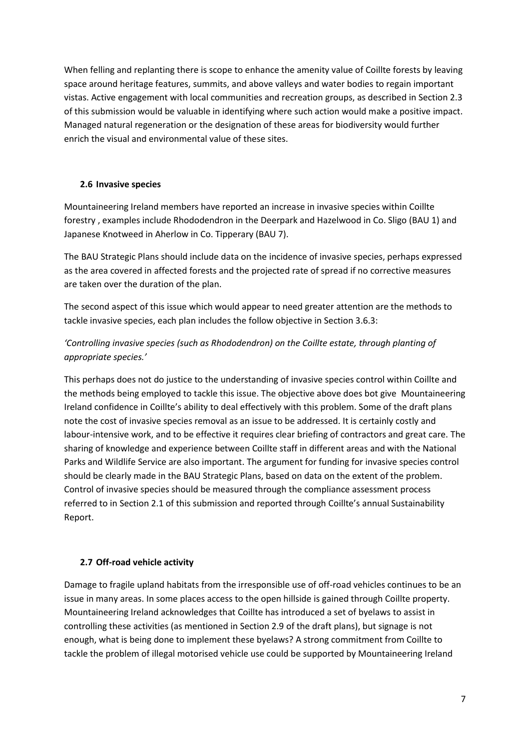When felling and replanting there is scope to enhance the amenity value of Coillte forests by leaving space around heritage features, summits, and above valleys and water bodies to regain important vistas. Active engagement with local communities and recreation groups, as described in Section 2.3 of this submission would be valuable in identifying where such action would make a positive impact. Managed natural regeneration or the designation of these areas for biodiversity would further enrich the visual and environmental value of these sites.

### 2.6 Invasive species

Mountaineering Ireland members have reported an increase in invasive species within Coillte forestry , examples include Rhododendron in the Deerpark and Hazelwood in Co. Sligo (BAU 1) and Japanese Knotweed in Aherlow in Co. Tipperary (BAU 7).

The BAU Strategic Plans should include data on the incidence of invasive species, perhaps expressed as the area covered in affected forests and the projected rate of spread if no corrective measures are taken over the duration of the plan.

The second aspect of this issue which would appear to need greater attention are the methods to tackle invasive species, each plan includes the follow objective in Section 3.6.3:

*'Controlling invasive species (such as Rhododendron) on the Coillte estate, through planting of appropriate species.'*

This perhaps does not do justice to the understanding of invasive species control within Coillte and the methods being employed to tackle this issue. The objective above does bot give Mountaineering Ireland confidence in Coillte's ability to deal effectively with this problem. Some of the draft plans note the cost of invasive species removal as an issue to be addressed. It is certainly costly and labour-intensive work, and to be effective it requires clear briefing of contractors and great care. The sharing of knowledge and experience between Coillte staff in different areas and with the National Parks and Wildlife Service are also important. The argument for funding for invasive species control should be clearly made in the BAU Strategic Plans, based on data on the extent of the problem. Control of invasive species should be measured through the compliance assessment process referred to in Section 2.1 of this submission and reported through Coillte's annual Sustainability Report.

### 2.7 Off-road vehicle activity

Damage to fragile upland habitats from the irresponsible use of off-road vehicles continues to be an issue in many areas. In some places access to the open hillside is gained through Coillte property. Mountaineering Ireland acknowledges that Coillte has introduced a set of byelaws to assist in controlling these activities (as mentioned in Section 2.9 of the draft plans), but signage is not enough, what is being done to implement these byelaws? A strong commitment from Coillte to tackle the problem of illegal motorised vehicle use could be supported by Mountaineering Ireland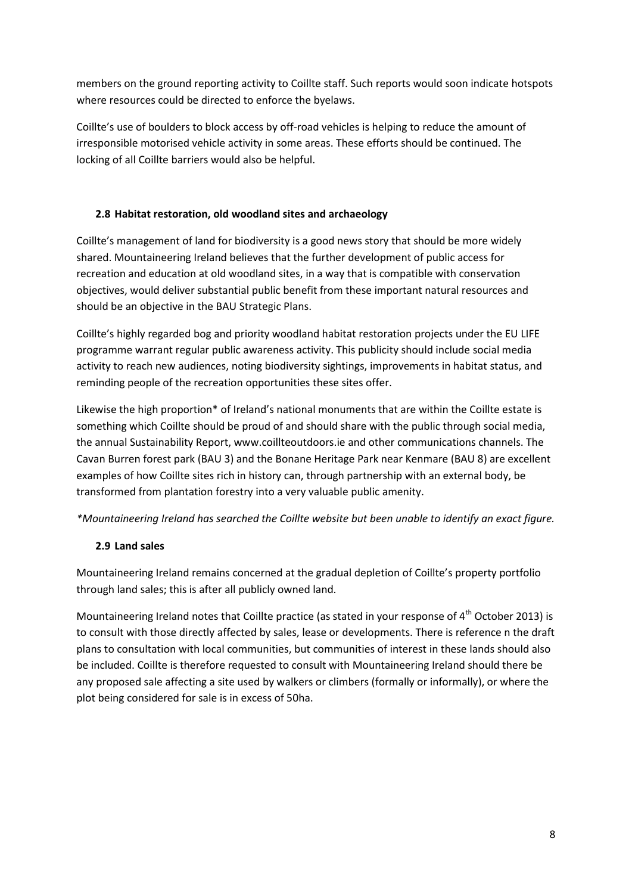members on the ground reporting activity to Coillte staff. Such reports would soon indicate hotspots where resources could be directed to enforce the byelaws.

Coillte's use of boulders to block access by off-road vehicles is helping to reduce the amount of irresponsible motorised vehicle activity in some areas. These efforts should be continued. The locking of all Coillte barriers would also be helpful.

### 2.8 Habitat restoration, old woodland sites and archaeology

Coillte's management of land for biodiversity is a good news story that should be more widely shared. Mountaineering Ireland believes that the further development of public access for recreation and education at old woodland sites, in a way that is compatible with conservation objectives, would deliver substantial public benefit from these important natural resources and should be an objective in the BAU Strategic Plans.

Coillte's highly regarded bog and priority woodland habitat restoration projects under the EU LIFE programme warrant regular public awareness activity. This publicity should include social media activity to reach new audiences, noting biodiversity sightings, improvements in habitat status, and reminding people of the recreation opportunities these sites offer.

Likewise the high proportion* of Ireland's national monuments that are within the Coillte estate is something which Coillte should be proud of and should share with the public through social media, the annual Sustainability Report, www.coillteoutdoors.ie and other communications channels. The Cavan Burren forest park (BAU 3) and the Bonane Heritage Park near Kenmare (BAU 8) are excellent examples of how Coillte sites rich in history can, through partnership with an external body, be transformed from plantation forestry into a very valuable public amenity.

*\*Mountaineering Ireland has searched the Coillte website but been unable to identify an exact figure.*

### 2.9 Land sales

Mountaineering Ireland remains concerned at the gradual depletion of Coillte's property portfolio through land sales; this is after all publicly owned land.

Mountaineering Ireland notes that Coillte practice (as stated in your response of 4th October 2013) is to consult with those directly affected by sales, lease or developments. There is reference n the draft plans to consultation with local communities, but communities of interest in these lands should also be included. Coillte is therefore requested to consult with Mountaineering Ireland should there be any proposed sale affecting a site used by walkers or climbers (formally or informally), or where the plot being considered for sale is in excess of 50ha.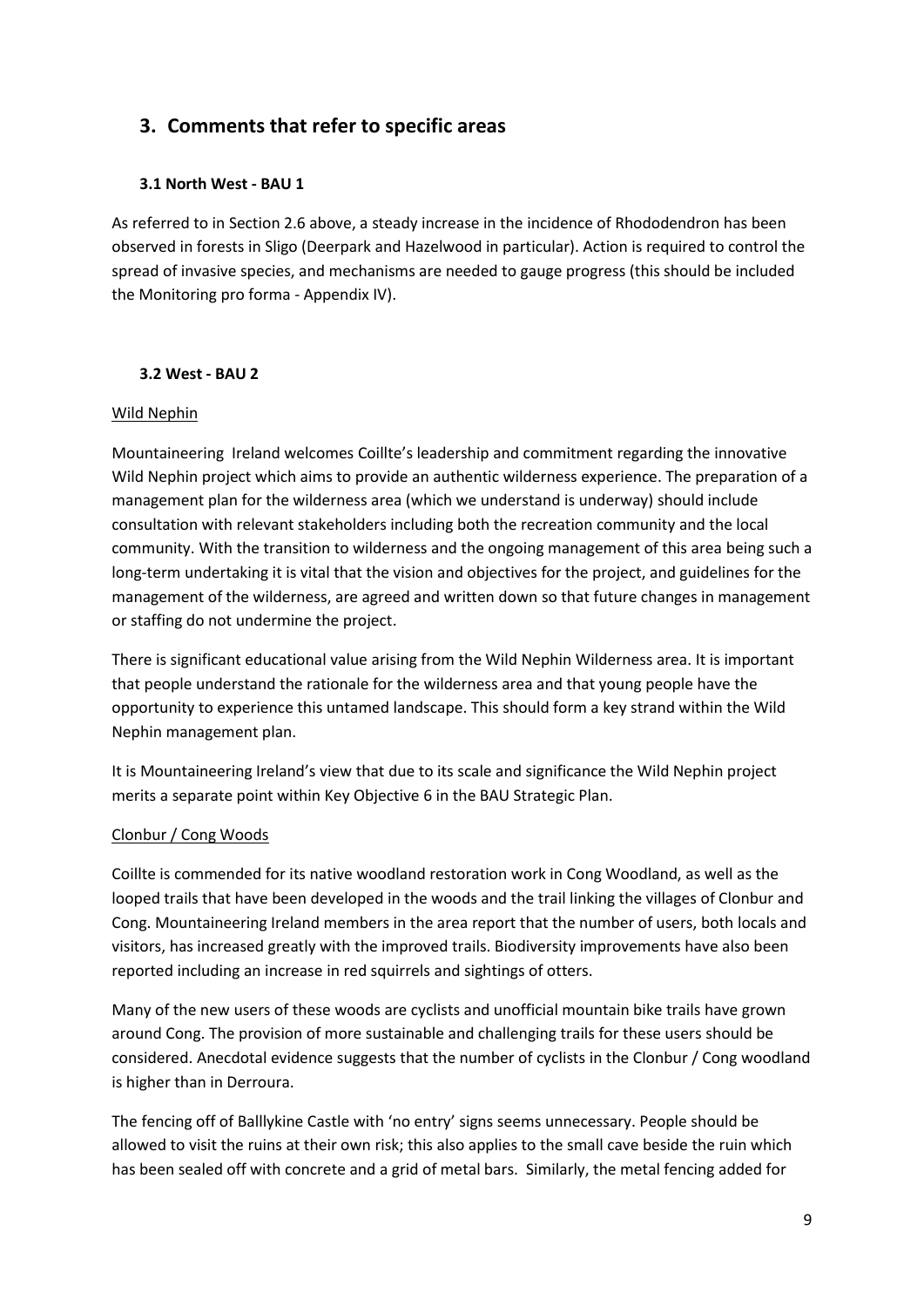## 3. Comments that refer to specific areas

### 3.1 North West - BAU 1

As referred to in Section 2.6 above, a steady increase in the incidence of Rhododendron has been observed in forests in Sligo (Deerpark and Hazelwood in particular). Action is required to control the spread of invasive species, and mechanisms are needed to gauge progress (this should be included the Monitoring pro forma - Appendix IV).

### 3.2 West - BAU 2

Wild Nephin

Mountaineering Ireland welcomes Coillte's leadership and commitment regarding the innovative Wild Nephin project which aims to provide an authentic wilderness experience. The preparation of a management plan for the wilderness area (which we understand is underway) should include consultation with relevant stakeholders including both the recreation community and the local community. With the transition to wilderness and the ongoing management of this area being such a long-term undertaking it is vital that the vision and objectives for the project, and guidelines for the management of the wilderness, are agreed and written down so that future changes in management or staffing do not undermine the project.

There is significant educational value arising from the Wild Nephin Wilderness area. It is important that people understand the rationale for the wilderness area and that young people have the opportunity to experience this untamed landscape. This should form a key strand within the Wild Nephin management plan.

It is Mountaineering Ireland's view that due to its scale and significance the Wild Nephin project merits a separate point within Key Objective 6 in the BAU Strategic Plan.

Clonbur / Cong Woods

Coillte is commended for its native woodland restoration work in Cong Woodland, as well as the looped trails that have been developed in the woods and the trail linking the villages of Clonbur and Cong. Mountaineering Ireland members in the area report that the number of users, both locals and visitors, has increased greatly with the improved trails. Biodiversity improvements have also been reported including an increase in red squirrels and sightings of otters.

Many of the new users of these woods are cyclists and unofficial mountain bike trails have grown around Cong. The provision of more sustainable and challenging trails for these users should be considered. Anecdotal evidence suggests that the number of cyclists in the Clonbur / Cong woodland is higher than in Derroura.

The fencing off of Balllykine Castle with 'no entry' signs seems unnecessary. People should be allowed to visit the ruins at their own risk; this also applies to the small cave beside the ruin which has been sealed off with concrete and a grid of metal bars. Similarly, the metal fencing added for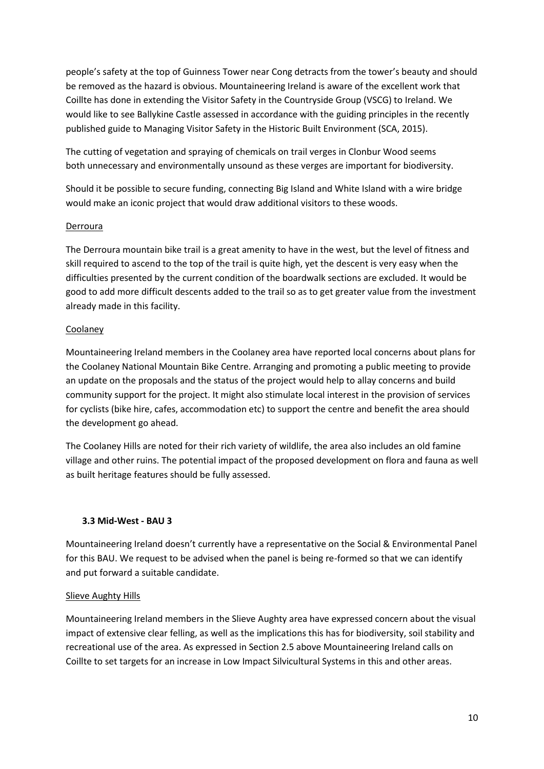people's safety at the top of Guinness Tower near Cong detracts from the tower's beauty and should be removed as the hazard is obvious. Mountaineering Ireland is aware of the excellent work that Coillte has done in extending the Visitor Safety in the Countryside Group (VSCG) to Ireland. We would like to see Ballykine Castle assessed in accordance with the guiding principles in the recently published guide to Managing Visitor Safety in the Historic Built Environment (SCA, 2015).

The cutting of vegetation and spraying of chemicals on trail verges in Clonbur Wood seems both unnecessary and environmentally unsound as these verges are important for biodiversity.

Should it be possible to secure funding, connecting Big Island and White Island with a wire bridge would make an iconic project that would draw additional visitors to these woods.

<u>Derroura</u>

The Derroura mountain bike trail is a great amenity to have in the west, but the level of fitness and skill required to ascend to the top of the trail is quite high, yet the descent is very easy when the difficulties presented by the current condition of the boardwalk sections are excluded. It would be good to add more difficult descents added to the trail so as to get greater value from the investment already made in this facility.

<u>Coolaney</u>

Mountaineering Ireland members in the Coolaney area have reported local concerns about plans for the Coolaney National Mountain Bike Centre. Arranging and promoting a public meeting to provide an update on the proposals and the status of the project would help to allay concerns and build community support for the project. It might also stimulate local interest in the provision of services for cyclists (bike hire, cafes, accommodation etc) to support the centre and benefit the area should the development go ahead.

The Coolaney Hills are noted for their rich variety of wildlife, the area also includes an old famine village and other ruins. The potential impact of the proposed development on flora and fauna as well as built heritage features should be fully assessed.

### 3.3 Mid-West - BAU 3

Mountaineering Ireland doesn't currently have a representative on the Social & Environmental Panel for this BAU. We request to be advised when the panel is being re-formed so that we can identify and put forward a suitable candidate.

<u>Slieve Aughty Hills</u>

Mountaineering Ireland members in the Slieve Aughty area have expressed concern about the visual impact of extensive clear felling, as well as the implications this has for biodiversity, soil stability and recreational use of the area. As expressed in Section 2.5 above Mountaineering Ireland calls on Coillte to set targets for an increase in Low Impact Silvicultural Systems in this and other areas.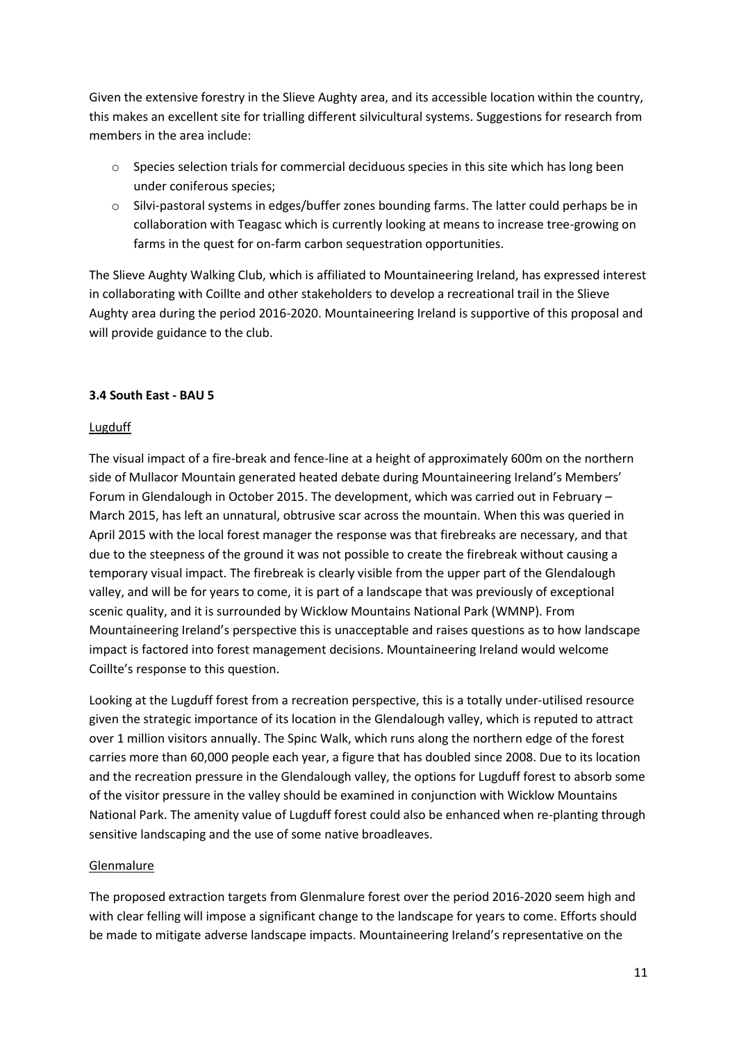Given the extensive forestry in the Slieve Aughty area, and its accessible location within the country, this makes an excellent site for trialling different silvicultural systems. Suggestions for research from members in the area include:

- Species selection trials for commercial deciduous species in this site which has long been under coniferous species;
- Silvi-pastoral systems in edges/buffer zones bounding farms. The latter could perhaps be in collaboration with Teagasc which is currently looking at means to increase tree-growing on farms in the quest for on-farm carbon sequestration opportunities.

The Slieve Aughty Walking Club, which is affiliated to Mountaineering Ireland, has expressed interest in collaborating with Coillte and other stakeholders to develop a recreational trail in the Slieve Aughty area during the period 2016-2020. Mountaineering Ireland is supportive of this proposal and will provide guidance to the club.

### 3.4 South East - BAU 5

#### Lugduff

The visual impact of a fire-break and fence-line at a height of approximately 600m on the northern side of Mullacor Mountain generated heated debate during Mountaineering Ireland's Members' Forum in Glendalough in October 2015. The development, which was carried out in February – March 2015, has left an unnatural, obtrusive scar across the mountain. When this was queried in April 2015 with the local forest manager the response was that firebreaks are necessary, and that due to the steepness of the ground it was not possible to create the firebreak without causing a temporary visual impact. The firebreak is clearly visible from the upper part of the Glendalough valley, and will be for years to come, it is part of a landscape that was previously of exceptional scenic quality, and it is surrounded by Wicklow Mountains National Park (WMNP). From Mountaineering Ireland's perspective this is unacceptable and raises questions as to how landscape impact is factored into forest management decisions. Mountaineering Ireland would welcome Coillte's response to this question.

Looking at the Lugduff forest from a recreation perspective, this is a totally under-utilised resource given the strategic importance of its location in the Glendalough valley, which is reputed to attract over 1 million visitors annually. The Spinc Walk, which runs along the northern edge of the forest carries more than 60,000 people each year, a figure that has doubled since 2008. Due to its location and the recreation pressure in the Glendalough valley, the options for Lugduff forest to absorb some of the visitor pressure in the valley should be examined in conjunction with Wicklow Mountains National Park. The amenity value of Lugduff forest could also be enhanced when re-planting through sensitive landscaping and the use of some native broadleaves.

#### Glenmalure

The proposed extraction targets from Glenmalure forest over the period 2016-2020 seem high and with clear felling will impose a significant change to the landscape for years to come. Efforts should be made to mitigate adverse landscape impacts. Mountaineering Ireland's representative on the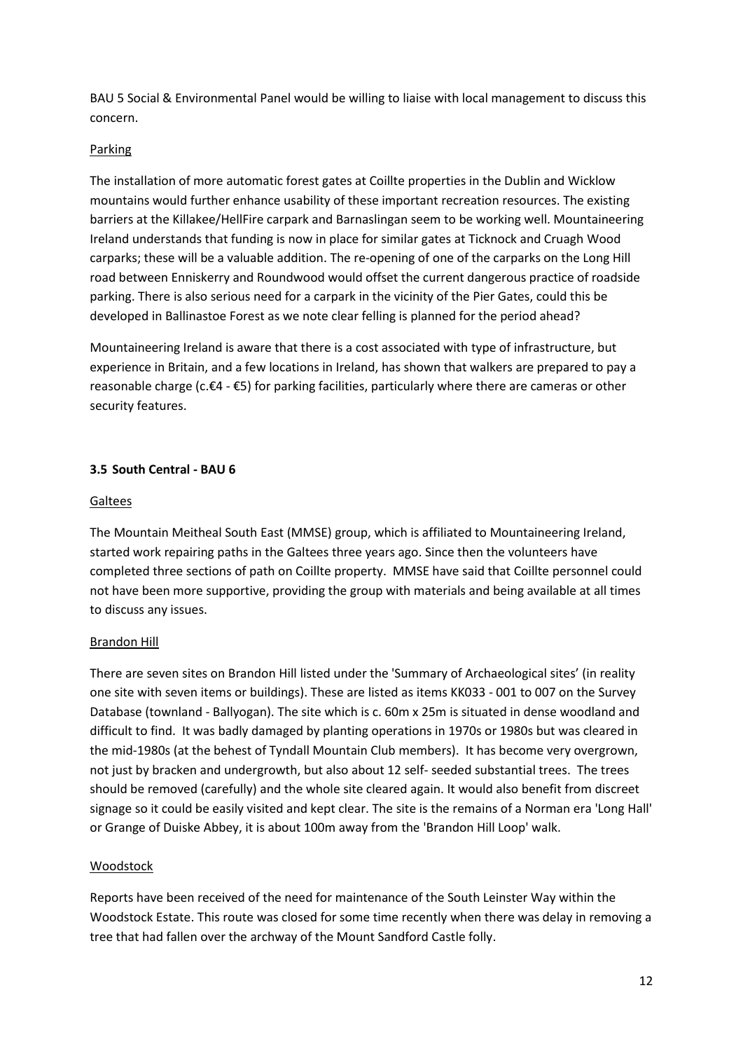BAU 5 Social & Environmental Panel would be willing to liaise with local management to discuss this concern.

Parking

The installation of more automatic forest gates at Coillte properties in the Dublin and Wicklow mountains would further enhance usability of these important recreation resources. The existing barriers at the Killakee/HellFire carpark and Barnaslingan seem to be working well. Mountaineering Ireland understands that funding is now in place for similar gates at Ticknock and Cruagh Wood carparks; these will be a valuable addition. The re-opening of one of the carparks on the Long Hill road between Enniskerry and Roundwood would offset the current dangerous practice of roadside parking. There is also serious need for a carpark in the vicinity of the Pier Gates, could this be developed in Ballinastoe Forest as we note clear felling is planned for the period ahead?

Mountaineering Ireland is aware that there is a cost associated with type of infrastructure, but experience in Britain, and a few locations in Ireland, has shown that walkers are prepared to pay a reasonable charge (c.€4 - €5) for parking facilities, particularly where there are cameras or other security features.

### 3.5 South Central - BAU 6

Galtees

The Mountain Meitheal South East (MMSE) group, which is affiliated to Mountaineering Ireland, started work repairing paths in the Galtees three years ago. Since then the volunteers have completed three sections of path on Coillte property. MMSE have said that Coillte personnel could not have been more supportive, providing the group with materials and being available at all times to discuss any issues.

Brandon Hill

There are seven sites on Brandon Hill listed under the 'Summary of Archaeological sites' (in reality one site with seven items or buildings). These are listed as items KK033 - 001 to 007 on the Survey Database (townland - Ballyogan). The site which is c. 60m x 25m is situated in dense woodland and difficult to find. It was badly damaged by planting operations in 1970s or 1980s but was cleared in the mid-1980s (at the behest of Tyndall Mountain Club members). It has become very overgrown, not just by bracken and undergrowth, but also about 12 self- seeded substantial trees. The trees should be removed (carefully) and the whole site cleared again. It would also benefit from discreet signage so it could be easily visited and kept clear. The site is the remains of a Norman era 'Long Hall' or Grange of Duiske Abbey, it is about 100m away from the 'Brandon Hill Loop' walk.

Woodstock

Reports have been received of the need for maintenance of the South Leinster Way within the Woodstock Estate. This route was closed for some time recently when there was delay in removing a tree that had fallen over the archway of the Mount Sandford Castle folly.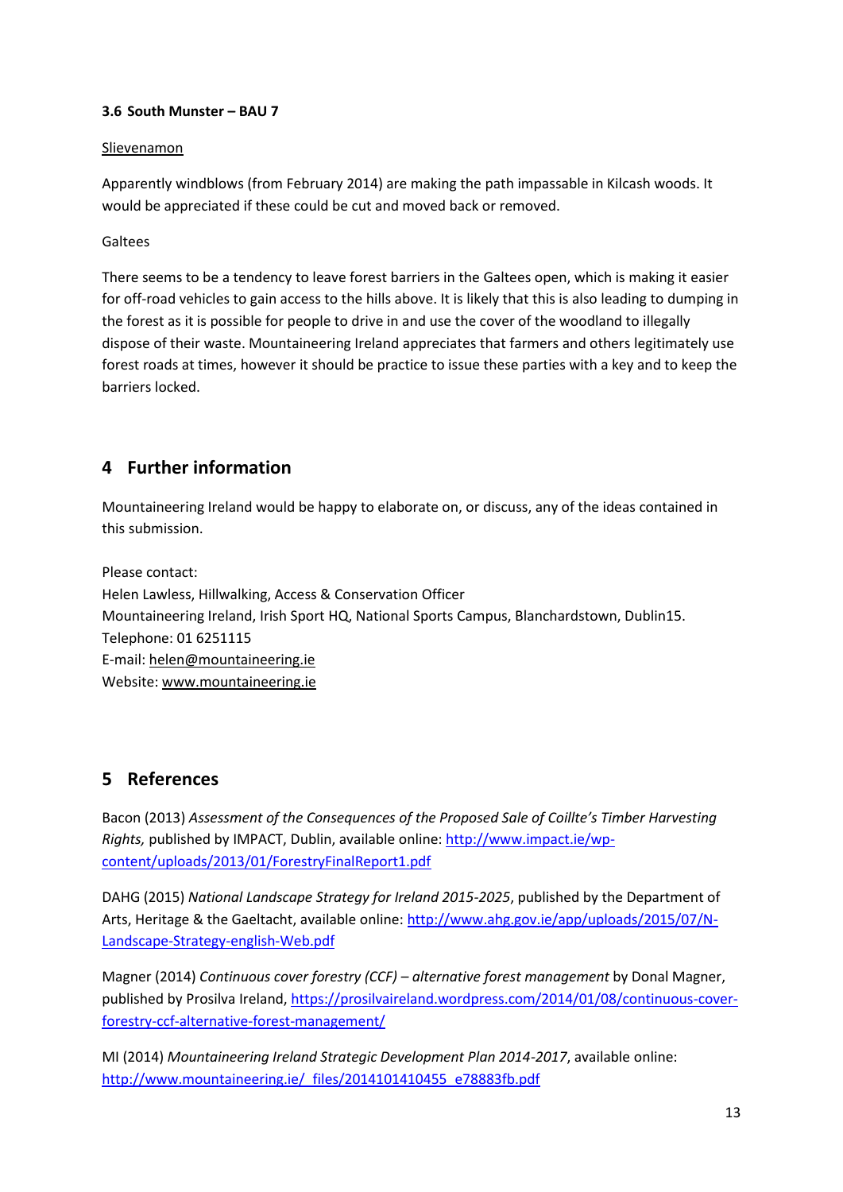### 3.6 South Munster – BAU 7

Slievenamon

Apparently windblows (from February 2014) are making the path impassable in Kilcash woods. It would be appreciated if these could be cut and moved back or removed.

Galtees

There seems to be a tendency to leave forest barriers in the Galtees open, which is making it easier for off-road vehicles to gain access to the hills above. It is likely that this is also leading to dumping in the forest as it is possible for people to drive in and use the cover of the woodland to illegally dispose of their waste. Mountaineering Ireland appreciates that farmers and others legitimately use forest roads at times, however it should be practice to issue these parties with a key and to keep the barriers locked.

## 4 Further information

Mountaineering Ireland would be happy to elaborate on, or discuss, any of the ideas contained in this submission.

Please contact:
Helen Lawless, Hillwalking, Access & Conservation Officer
Mountaineering Ireland, Irish Sport HQ, National Sports Campus, Blanchardstown, Dublin15.
Telephone: 01 6251115
E-mail: helen@mountaineering.ie
Website: www.mountaineering.ie

## 5 References

Bacon (2013) *Assessment of the Consequences of the Proposed Sale of Coillte's Timber Harvesting Rights,* published by IMPACT, Dublin, available online: http://www.impact.ie/wp-content/uploads/2013/01/ForestryFinalReport1.pdf

DAHG (2015) *National Landscape Strategy for Ireland 2015-2025*, published by the Department of Arts, Heritage & the Gaeltacht, available online: http://www.ahg.gov.ie/app/uploads/2015/07/N-Landscape-Strategy-english-Web.pdf

Magner (2014) *Continuous cover forestry (CCF) – alternative forest management* by Donal Magner, published by Prosilva Ireland, https://prosilvaireland.wordpress.com/2014/01/08/continuous-cover-forestry-ccf-alternative-forest-management/

MI (2014) *Mountaineering Ireland Strategic Development Plan 2014-2017*, available online: http://www.mountaineering.ie/_files/2014101410455_e78883fb.pdf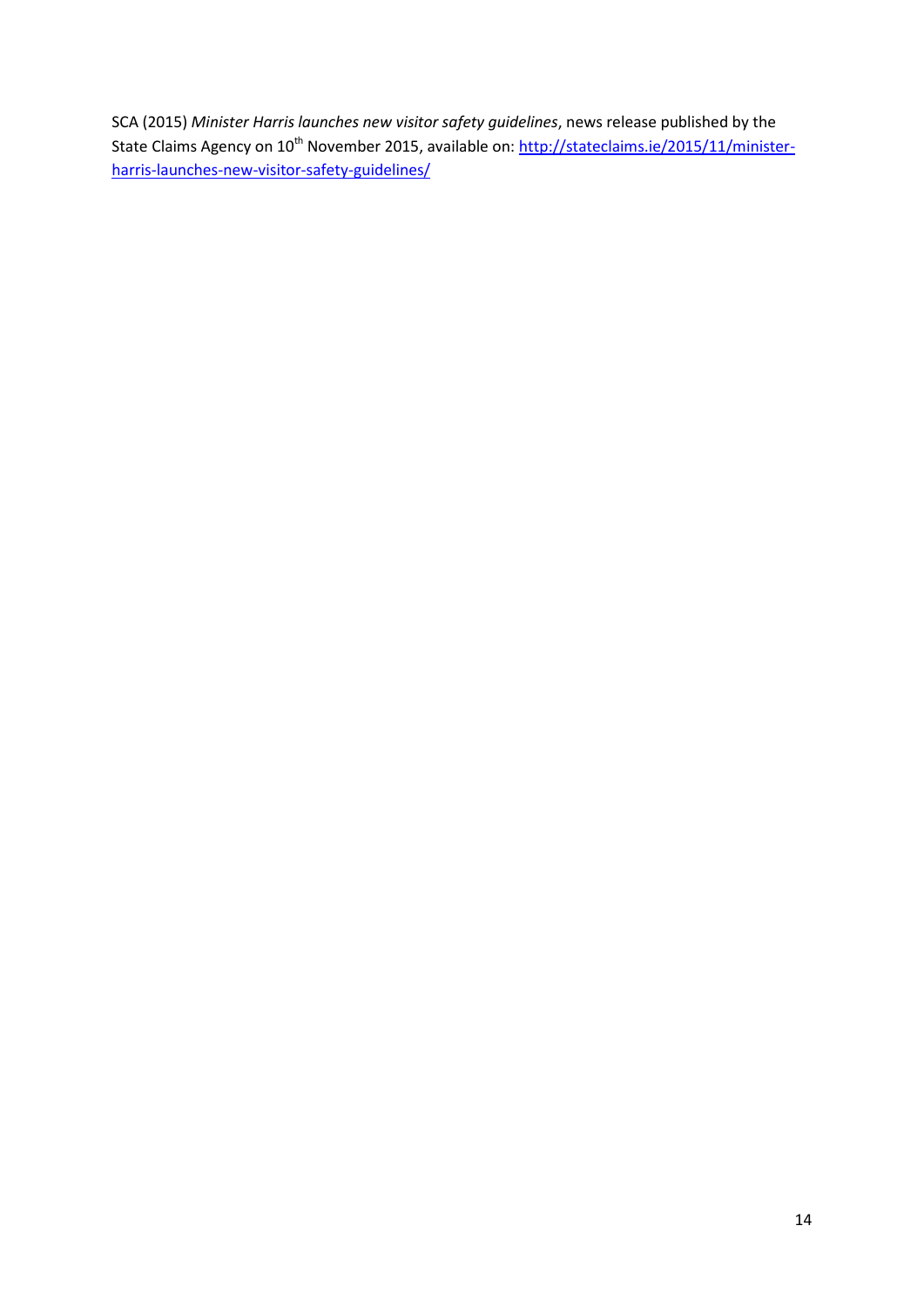SCA (2015) *Minister Harris launches new visitor safety guidelines*, news release published by the State Claims Agency on 10th November 2015, available on: [http://stateclaims.ie/2015/11/minister-harris-launches-new-visitor-safety-guidelines/](http://stateclaims.ie/2015/11/minister-harris-launches-new-visitor-safety-guidelines/)